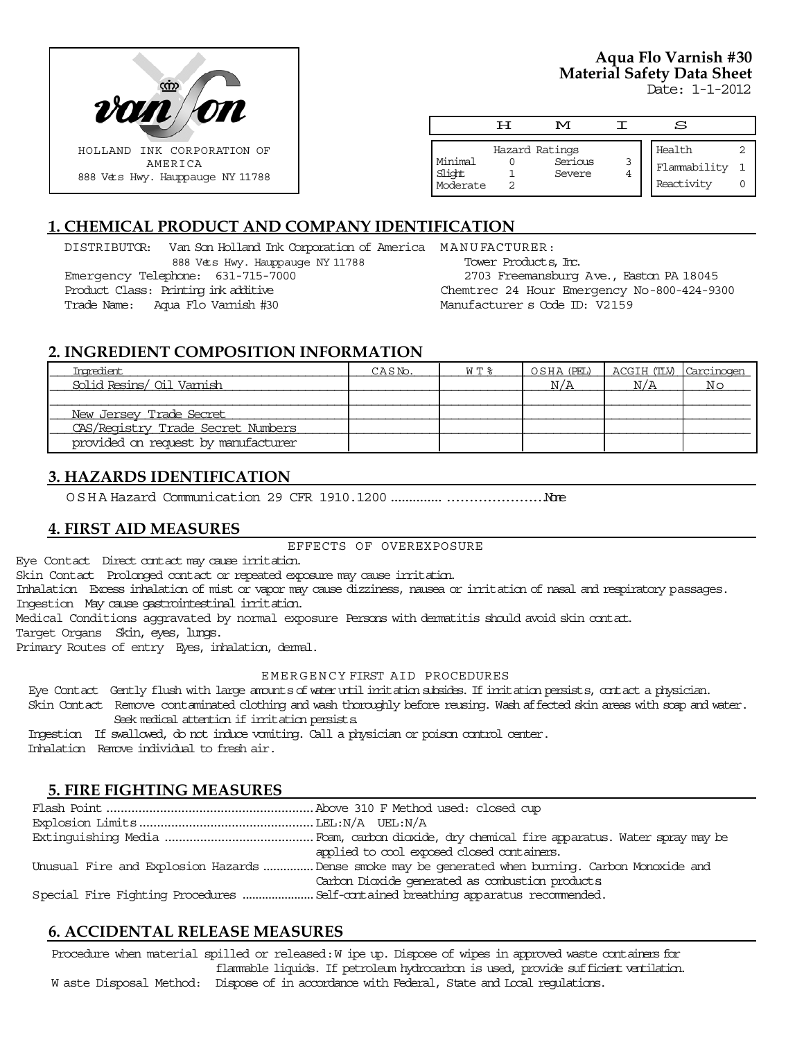HOLLAND INK CORPORATION OF AMERICA
888 Vets Hwy. Hauppauge NY 11788

# Aqua Flo Varnish #30
## Material Safety Data Sheet

Date: 1-1-2012

| H | M | I | S |
|---|---|---|---|
| Hazard Ratings | | Health | 2 |
| Minimal 0 | Serious 3 | Flammability | 1 |
| Slight 1 | Severe 4 | Reactivity | 0 |
| Moderate 2 | | | |

## 1. CHEMICAL PRODUCT AND COMPANY IDENTIFICATION

DISTRIBUTOR: Van Son Holland Ink Corporation of America
888 Vets Hwy. Hauppauge NY 11788
Emergency Telephone: 631-715-7000
Product Class: Printing ink additive
Trade Name: Aqua Flo Varnish #30

MANUFACTURER:
Tower Products, Inc.
2703 Freemansburg Ave., Easton PA 18045
Chemtrec 24 Hour Emergency No-800-424-9300
Manufacturer s Code ID: V2159

## 2. INGREDIENT COMPOSITION INFORMATION

| Ingredient | CAS No. | WT % | OSHA (PEL) | ACGIH (TLV) | Carcinogen |
|---|---|---|---|---|---|
| Solid Resins/ Oil Varnish | | | N/A | N/A | No |
| | | | | | |
| New Jersey Trade Secret | | | | | |
| CAS/Registry Trade Secret Numbers | | | | | |
| provided on request by manufacturer | | | | | |

## 3. HAZARDS IDENTIFICATION

OSHA Hazard Communication 29 CFR 1910.1200 .............. .....................None

## 4. FIRST AID MEASURES

EFFECTS OF OVEREXPOSURE

Eye Contact Direct contact may cause irritation.
Skin Contact Prolonged contact or repeated exposure may cause irritation.
Inhalation Excess inhalation of mist or vapor may cause dizziness, nausea or irritation of nasal and respiratory passages.
Ingestion May cause gastrointestinal irritation.
Medical Conditions aggravated by normal exposure Persons with dermatitis should avoid skin contact.
Target Organs Skin, eyes, lungs.
Primary Routes of entry Eyes, inhalation, dermal.

EMERGENCY FIRST AID PROCEDURES

Eye Contact Gently flush with large amounts of water until irritation subsides. If irritation persists, contact a physician.
Skin Contact Remove contaminated clothing and wash thoroughly before reusing. Wash affected skin areas with soap and water. Seek medical attention if irritation persists.
Ingestion If swallowed, do not induce vomiting. Call a physician or poison control center.
Inhalation Remove individual to fresh air.

## 5. FIRE FIGHTING MEASURES

Flash Point ........................................................ Above 310 F Method used: closed cup
Explosion Limits ................................................ LEL:N/A UEL:N/A
Extinguishing Media ......................................... Foam, carbon dioxide, dry chemical fire apparatus. Water spray may be applied to cool exposed closed containers.
Unusual Fire and Explosion Hazards .............. Dense smoke may be generated when burning. Carbon Monoxide and Carbon Dioxide generated as combustion products
Special Fire Fighting Procedures ..................... Self-contained breathing apparatus recommended.

## 6. ACCIDENTAL RELEASE MEASURES

Procedure when material spilled or released: Wipe up. Dispose of wipes in approved waste containers for flammable liquids. If petroleum hydrocarbon is used, provide sufficient ventilation.
Waste Disposal Method: Dispose of in accordance with Federal, State and Local regulations.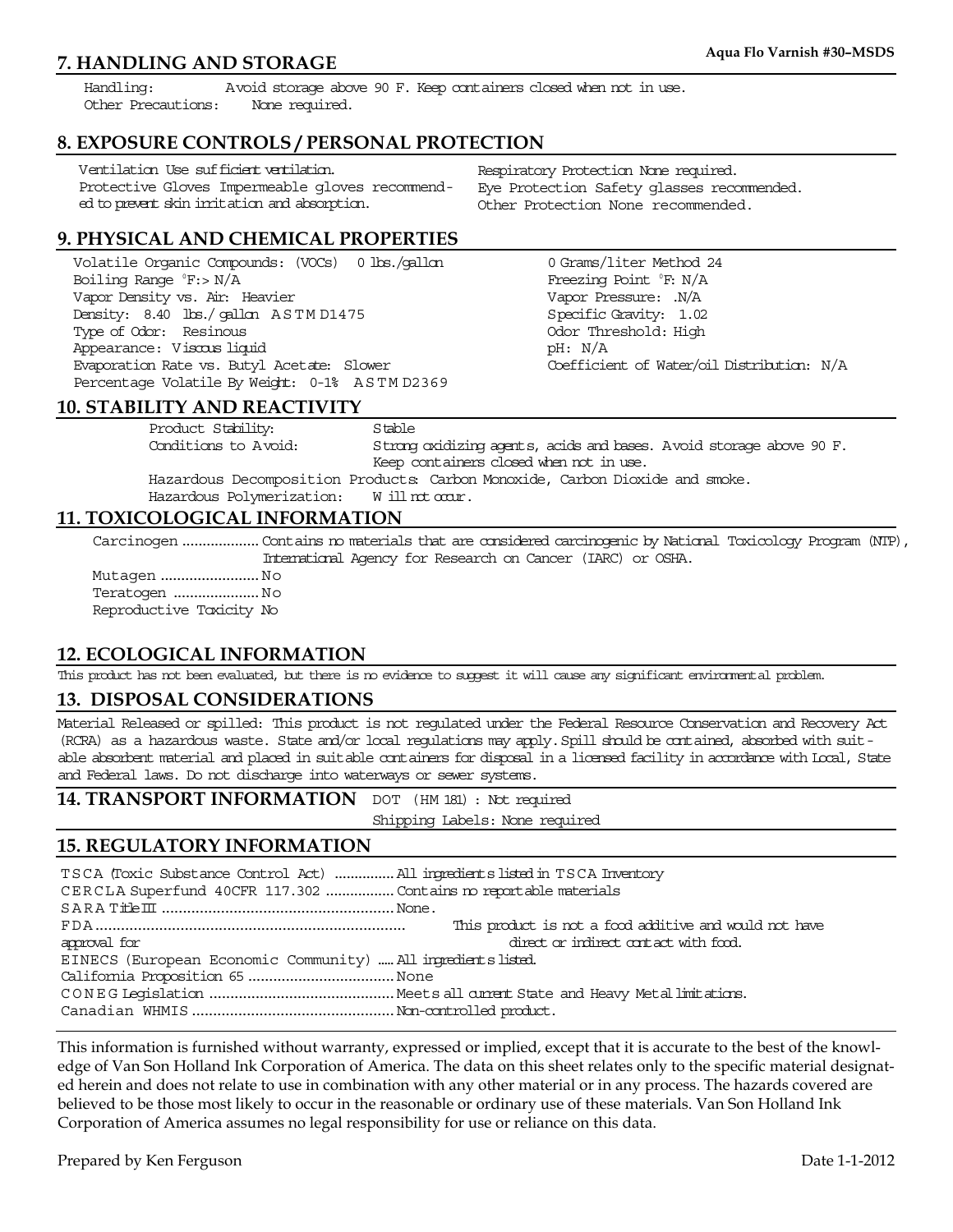## 7. HANDLING AND STORAGE

Handling: Avoid storage above 90 F. Keep containers closed when not in use.
Other Precautions: None required.

## 8. EXPOSURE CONTROLS / PERSONAL PROTECTION

Ventilation Use sufficient ventilation.
Protective Gloves Impermeable gloves recommended to prevent skin irritation and absorption.
Respiratory Protection None required.
Eye Protection Safety glasses recommended.
Other Protection None recommended.

## 9. PHYSICAL AND CHEMICAL PROPERTIES

Volatile Organic Compounds: (VOCs) 0 lbs./gallon
Boiling Range °F:> N/A
Vapor Density vs. Air: Heavier
Density: 8.40 lbs./gallon ASTM D1475
Type of Odor: Resinous
Appearance: Viscous liquid
Evaporation Rate vs. Butyl Acetate: Slower
Percentage Volatile By Weight: 0-1% ASTM D2369
0 Grams/liter Method 24
Freezing Point °F: N/A
Vapor Pressure: .N/A
Specific Gravity: 1.02
Odor Threshold: High
pH: N/A
Coefficient of Water/oil Distribution: N/A

## 10. STABILITY AND REACTIVITY

Product Stability: Stable
Conditions to Avoid: Strong oxidizing agents, acids and bases. Avoid storage above 90 F. Keep containers closed when not in use.
Hazardous Decomposition Products: Carbon Monoxide, Carbon Dioxide and smoke.
Hazardous Polymerization: Will not occur.

## 11. TOXICOLOGICAL INFORMATION

Carcinogen .................. Contains no materials that are considered carcinogenic by National Toxicology Program (NTP), International Agency for Research on Cancer (IARC) or OSHA.
Mutagen ........................ No
Teratogen ..................... No
Reproductive Toxicity No

## 12. ECOLOGICAL INFORMATION

This product has not been evaluated, but there is no evidence to suggest it will cause any significant environmental problem.

## 13. DISPOSAL CONSIDERATIONS

Material Released or spilled: This product is not regulated under the Federal Resource Conservation and Recovery Act (RCRA) as a hazardous waste. State and/or local regulations may apply. Spill should be contained, absorbed with suitable absorbent material and placed in suitable containers for disposal in a licensed facility in accordance with Local, State and Federal laws. Do not discharge into waterways or sewer systems.

## 14. TRANSPORT INFORMATION

DOT (HM 181) : Not required
Shipping Labels: None required

## 15. REGULATORY INFORMATION

TSCA (Toxic Substance Control Act) ............... All ingredients listed in TSCA Inventory
CERCLA Superfund 40CFR 117.302 ................ Contains no reportable materials
SARA Title III ....................................................... None.
FDA ......................................................................... This product is not a food additive and would not have approval for direct or indirect contact with food.
EINECS (European Economic Community) ..... All ingredients listed.
California Proposition 65 .................................. None
CONEG Legislation ............................................ Meets all current State and Heavy Metal limitations.
Canadian WHMIS ................................................ Non-controlled product.

This information is furnished without warranty, expressed or implied, except that it is accurate to the best of the knowledge of Van Son Holland Ink Corporation of America. The data on this sheet relates only to the specific material designated herein and does not relate to use in combination with any other material or in any process. The hazards covered are believed to be those most likely to occur in the reasonable or ordinary use of these materials. Van Son Holland Ink Corporation of America assumes no legal responsibility for use or reliance on this data.

Prepared by Ken Ferguson

Date 1-1-2012